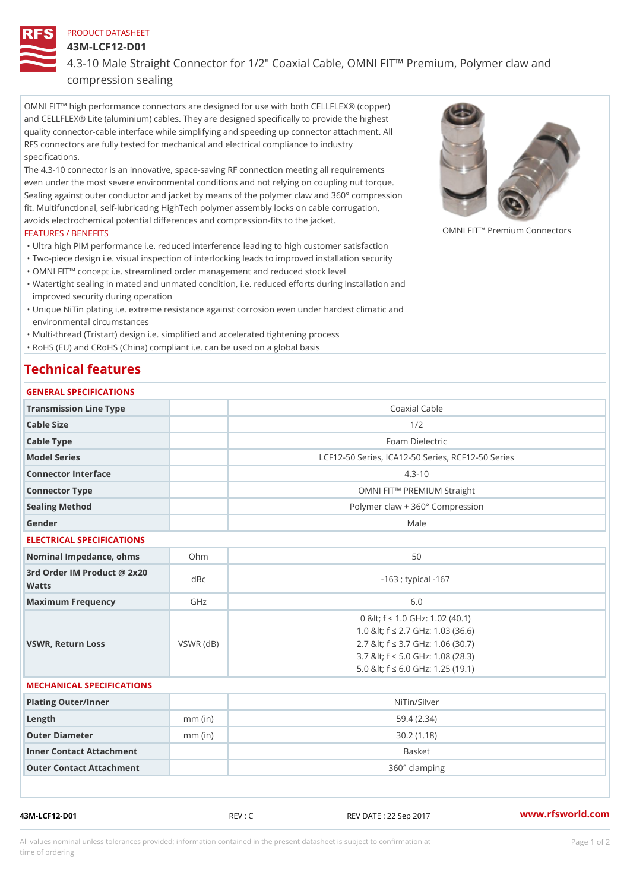PRODUCT DATASHEET

# 43M-LCF12-D01

4.3-10 Male Straight Connector for 1/2" Coaxial Cable, OMNI FIT™ Premium, Polymer claw and compression sealing

OMNI FIT™ high performance connectors are designed for use with both CELLFLEX® (copper) and CELLFLEX® Lite (aluminium) cables. They are designed specifically to provide the highest quality connector-cable interface while simplifying and speeding up connector attachment. All RFS connectors are fully tested for mechanical and electrical compliance to industry specifications.

The 4.3-10 connector is an innovative, space-saving RF connection meeting all requirements even under the most severe environmental conditions and not relying on coupling nut torque. Sealing against outer conductor and jacket by means of the polymer claw and 360° compression fit. Multifunctional, self-lubricating HighTech polymer assembly locks on cable corrugation, avoids electrochemical potential differences and compression-fits to the jacket.

OMNI FIT™ Premium Connectors

FEATURES / BENEFITS

- Ultra high PIM performance i.e. reduced interference leading to high customer satisfaction
- Two-piece design i.e. visual inspection of interlocking leads to improved installation security
- OMNI FIT™ concept i.e. streamlined order management and reduced stock level
- Watertight sealing in mated and unmated condition, i.e. reduced efforts during installation and improved security during operation
- Unique NiTin plating i.e. extreme resistance against corrosion even under hardest climatic and environmental circumstances
- Multi-thread (Tristart) design i.e. simplified and accelerated tightening process
- RoHS (EU) and CRoHS (China) compliant i.e. can be used on a global basis

## Technical features

### GENERAL SPECIFICATIONS

| | | |
|---|---|---|
| Transmission Line Type | | Coaxial Cable |
| Cable Size | | 1/2 |
| Cable Type | | Foam Dielectric |
| Model Series | | LCF12-50 Series, ICA12-50 Series, RCF12-50 Series |
| Connector Interface | | 4.3-10 |
| Connector Type | | OMNI FIT™ PREMIUM Straight |
| Sealing Method | | Polymer claw + 360° Compression |
| Gender | | Male |

### ELECTRICAL SPECIFICATIONS

| | | |
|---|---|---|
| Nominal Impedance, ohms | Ohm | 50 |
| 3rd Order IM Product @ 2x20 Watts | dBc | -163 ; typical -167 |
| Maximum Frequency | GHz | 6.0 |
| VSWR, Return Loss | VSWR (dB) | 0 &lt; f ≤ 1.0 GHz: 1.02 (40.1)<br>1.0 &lt; f ≤ 2.7 GHz: 1.03 (36.6)<br>2.7 &lt; f ≤ 3.7 GHz: 1.06 (30.7)<br>3.7 &lt; f ≤ 5.0 GHz: 1.08 (28.3)<br>5.0 &lt; f ≤ 6.0 GHz: 1.25 (19.1) |

### MECHANICAL SPECIFICATIONS

| | | |
|---|---|---|
| Plating Outer/Inner | | NiTin/Silver |
| Length | mm (in) | 59.4 (2.34) |
| Outer Diameter | mm (in) | 30.2 (1.18) |
| Inner Contact Attachment | | Basket |
| Outer Contact Attachment | | 360° clamping |

43M-LCF12-D01 REV : C REV DATE : 22 Sep 2017 www.rfsworld.com

All values nominal unless tolerances provided; information contained in the present datasheet is subject to confirmation at time of ordering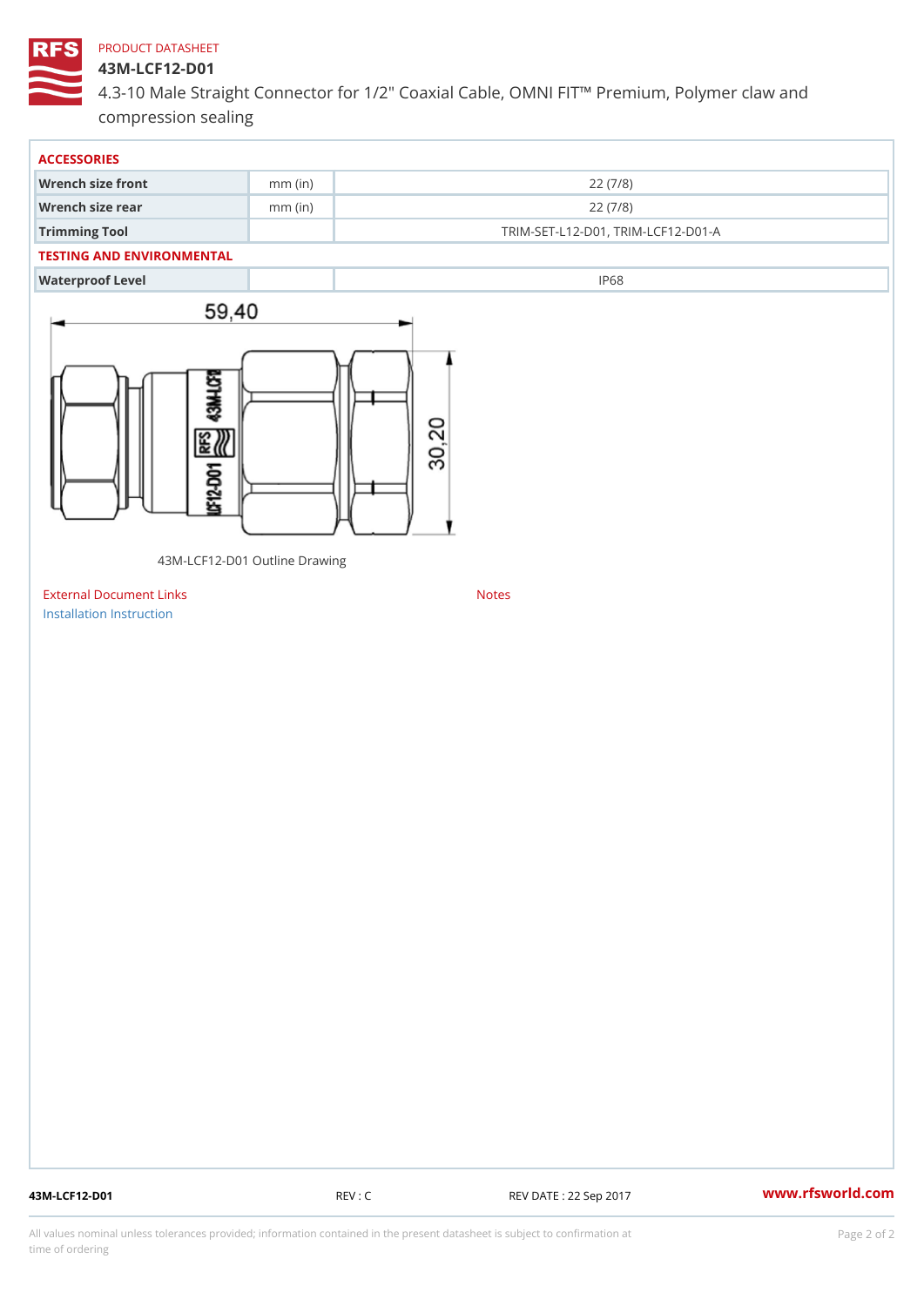PRODUCT DATASHEET

# 43M-LCF12-D01

4.3-10 Male Straight Connector for 1/2" Coaxial Cable, OMNI FIT™ Premium, Polymer claw and compression sealing

## ACCESSORIES

| | | |
|---|---|---|
| Wrench size front | mm (in) | 22 (7/8) |
| Wrench size rear | mm (in) | 22 (7/8) |
| Trimming Tool | | TRIM-SET-L12-D01, TRIM-LCF12-D01-A |

## TESTING AND ENVIRONMENTAL

| | | |
|---|---|---|
| Waterproof Level | | IP68 |

59,40

30,20

43M-LCF12-D01 Outline Drawing

External Document Links

Installation Instruction

Notes

43M-LCF12-D01 REV : C REV DATE : 22 Sep 2017 www.rfsworld.com

All values nominal unless tolerances provided; information contained in the present datasheet is subject to confirmation at time of ordering